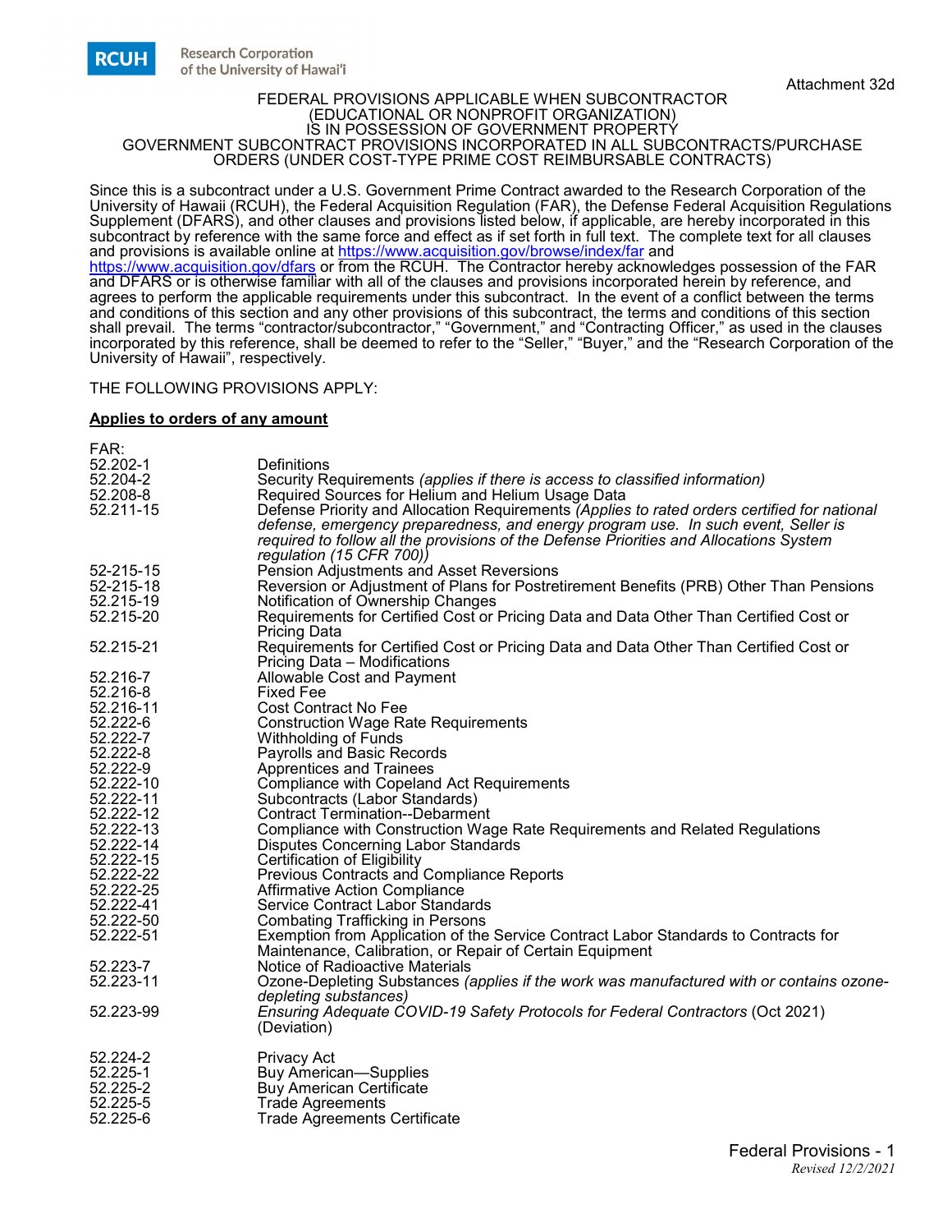RCUH Research Corporation of the University of Hawai'i

Attachment 32d

# FEDERAL PROVISIONS APPLICABLE WHEN SUBCONTRACTOR (EDUCATIONAL OR NONPROFIT ORGANIZATION) IS IN POSSESSION OF GOVERNMENT PROPERTY GOVERNMENT SUBCONTRACT PROVISIONS INCORPORATED IN ALL SUBCONTRACTS/PURCHASE ORDERS (UNDER COST-TYPE PRIME COST REIMBURSABLE CONTRACTS)

Since this is a subcontract under a U.S. Government Prime Contract awarded to the Research Corporation of the University of Hawaii (RCUH), the Federal Acquisition Regulation (FAR), the Defense Federal Acquisition Regulations Supplement (DFARS), and other clauses and provisions listed below, if applicable, are hereby incorporated in this subcontract by reference with the same force and effect as if set forth in full text. The complete text for all clauses and provisions is available online at https://www.acquisition.gov/browse/index/far and https://www.acquisition.gov/dfars or from the RCUH. The Contractor hereby acknowledges possession of the FAR and DFARS or is otherwise familiar with all of the clauses and provisions incorporated herein by reference, and agrees to perform the applicable requirements under this subcontract. In the event of a conflict between the terms and conditions of this section and any other provisions of this subcontract, the terms and conditions of this section shall prevail. The terms "contractor/subcontractor," "Government," and "Contracting Officer," as used in the clauses incorporated by this reference, shall be deemed to refer to the "Seller," "Buyer," and the "Research Corporation of the University of Hawaii", respectively.

THE FOLLOWING PROVISIONS APPLY:

**Applies to orders of any amount**

FAR:

| | |
|---|---|
| 52.202-1 | Definitions |
| 52.204-2 | Security Requirements *(applies if there is access to classified information)* |
| 52.208-8 | Required Sources for Helium and Helium Usage Data |
| 52.211-15 | Defense Priority and Allocation Requirements *(Applies to rated orders certified for national defense, emergency preparedness, and energy program use. In such event, Seller is required to follow all the provisions of the Defense Priorities and Allocations System regulation (15 CFR 700))* |
| 52-215-15 | Pension Adjustments and Asset Reversions |
| 52-215-18 | Reversion or Adjustment of Plans for Postretirement Benefits (PRB) Other Than Pensions |
| 52.215-19 | Notification of Ownership Changes |
| 52.215-20 | Requirements for Certified Cost or Pricing Data and Data Other Than Certified Cost or Pricing Data |
| 52.215-21 | Requirements for Certified Cost or Pricing Data and Data Other Than Certified Cost or Pricing Data – Modifications |
| 52.216-7 | Allowable Cost and Payment |
| 52.216-8 | Fixed Fee |
| 52.216-11 | Cost Contract No Fee |
| 52.222-6 | Construction Wage Rate Requirements |
| 52.222-7 | Withholding of Funds |
| 52.222-8 | Payrolls and Basic Records |
| 52.222-9 | Apprentices and Trainees |
| 52.222-10 | Compliance with Copeland Act Requirements |
| 52.222-11 | Subcontracts (Labor Standards) |
| 52.222-12 | Contract Termination--Debarment |
| 52.222-13 | Compliance with Construction Wage Rate Requirements and Related Regulations |
| 52.222-14 | Disputes Concerning Labor Standards |
| 52.222-15 | Certification of Eligibility |
| 52.222-22 | Previous Contracts and Compliance Reports |
| 52.222-25 | Affirmative Action Compliance |
| 52.222-41 | Service Contract Labor Standards |
| 52.222-50 | Combating Trafficking in Persons |
| 52.222-51 | Exemption from Application of the Service Contract Labor Standards to Contracts for Maintenance, Calibration, or Repair of Certain Equipment |
| 52.223-7 | Notice of Radioactive Materials |
| 52.223-11 | Ozone-Depleting Substances *(applies if the work was manufactured with or contains ozone-depleting substances)* |
| 52.223-99 | *Ensuring Adequate COVID-19 Safety Protocols for Federal Contractors* (Oct 2021) (Deviation) |
| 52.224-2 | Privacy Act |
| 52.225-1 | Buy American—Supplies |
| 52.225-2 | Buy American Certificate |
| 52.225-5 | Trade Agreements |
| 52.225-6 | Trade Agreements Certificate |

*Revised 12/2/2021*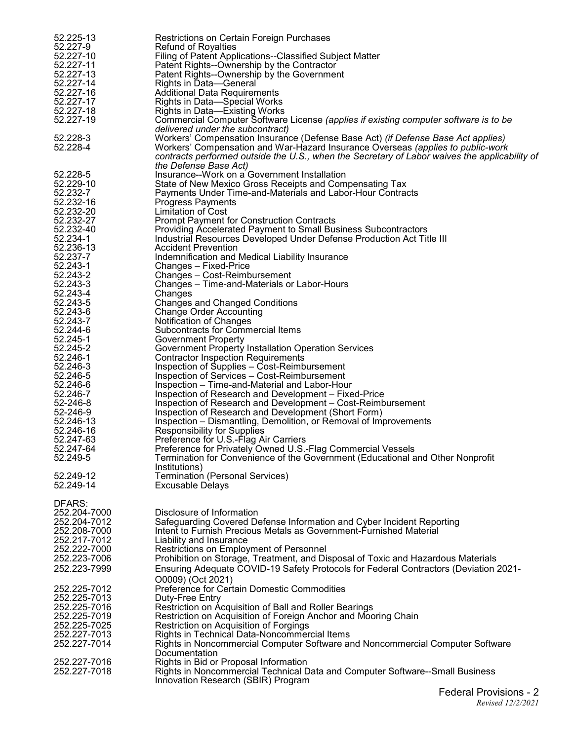| | |
|---|---|
| 52.225-13 | Restrictions on Certain Foreign Purchases |
| 52.227-9 | Refund of Royalties |
| 52.227-10 | Filing of Patent Applications--Classified Subject Matter |
| 52.227-11 | Patent Rights--Ownership by the Contractor |
| 52.227-13 | Patent Rights--Ownership by the Government |
| 52.227-14 | Rights in Data—General |
| 52.227-16 | Additional Data Requirements |
| 52.227-17 | Rights in Data—Special Works |
| 52.227-18 | Rights in Data—Existing Works |
| 52.227-19 | Commercial Computer Software License *(applies if existing computer software is to be delivered under the subcontract)* |
| 52.228-3 | Workers' Compensation Insurance (Defense Base Act) *(if Defense Base Act applies)* |
| 52.228-4 | Workers' Compensation and War-Hazard Insurance Overseas *(applies to public-work contracts performed outside the U.S., when the Secretary of Labor waives the applicability of the Defense Base Act)* |
| 52.228-5 | Insurance--Work on a Government Installation |
| 52.229-10 | State of New Mexico Gross Receipts and Compensating Tax |
| 52.232-7 | Payments Under Time-and-Materials and Labor-Hour Contracts |
| 52.232-16 | Progress Payments |
| 52.232-20 | Limitation of Cost |
| 52.232-27 | Prompt Payment for Construction Contracts |
| 52.232-40 | Providing Accelerated Payment to Small Business Subcontractors |
| 52.234-1 | Industrial Resources Developed Under Defense Production Act Title III |
| 52.236-13 | Accident Prevention |
| 52.237-7 | Indemnification and Medical Liability Insurance |
| 52.243-1 | Changes – Fixed-Price |
| 52.243-2 | Changes – Cost-Reimbursement |
| 52.243-3 | Changes – Time-and-Materials or Labor-Hours |
| 52.243-4 | Changes |
| 52.243-5 | Changes and Changed Conditions |
| 52.243-6 | Change Order Accounting |
| 52.243-7 | Notification of Changes |
| 52.244-6 | Subcontracts for Commercial Items |
| 52.245-1 | Government Property |
| 52.245-2 | Government Property Installation Operation Services |
| 52.246-1 | Contractor Inspection Requirements |
| 52.246-3 | Inspection of Supplies – Cost-Reimbursement |
| 52.246-5 | Inspection of Services – Cost-Reimbursement |
| 52.246-6 | Inspection – Time-and-Material and Labor-Hour |
| 52.246-7 | Inspection of Research and Development – Fixed-Price |
| 52-246-8 | Inspection of Research and Development – Cost-Reimbursement |
| 52-246-9 | Inspection of Research and Development (Short Form) |
| 52.246-13 | Inspection – Dismantling, Demolition, or Removal of Improvements |
| 52.246-16 | Responsibility for Supplies |
| 52.247-63 | Preference for U.S.-Flag Air Carriers |
| 52.247-64 | Preference for Privately Owned U.S.-Flag Commercial Vessels |
| 52.249-5 | Termination for Convenience of the Government (Educational and Other Nonprofit Institutions) |
| 52.249-12 | Termination (Personal Services) |
| 52.249-14 | Excusable Delays |

DFARS:

| | |
|---|---|
| 252.204-7000 | Disclosure of Information |
| 252.204-7012 | Safeguarding Covered Defense Information and Cyber Incident Reporting |
| 252.208-7000 | Intent to Furnish Precious Metals as Government-Furnished Material |
| 252.217-7012 | Liability and Insurance |
| 252.222-7000 | Restrictions on Employment of Personnel |
| 252.223-7006 | Prohibition on Storage, Treatment, and Disposal of Toxic and Hazardous Materials |
| 252.223-7999 | Ensuring Adequate COVID-19 Safety Protocols for Federal Contractors (Deviation 2021-O0009) (Oct 2021) |
| 252.225-7012 | Preference for Certain Domestic Commodities |
| 252.225-7013 | Duty-Free Entry |
| 252.225-7016 | Restriction on Acquisition of Ball and Roller Bearings |
| 252.225-7019 | Restriction on Acquisition of Foreign Anchor and Mooring Chain |
| 252.225-7025 | Restriction on Acquisition of Forgings |
| 252.227-7013 | Rights in Technical Data-Noncommercial Items |
| 252.227-7014 | Rights in Noncommercial Computer Software and Noncommercial Computer Software Documentation |
| 252.227-7016 | Rights in Bid or Proposal Information |
| 252.227-7018 | Rights in Noncommercial Technical Data and Computer Software--Small Business Innovation Research (SBIR) Program |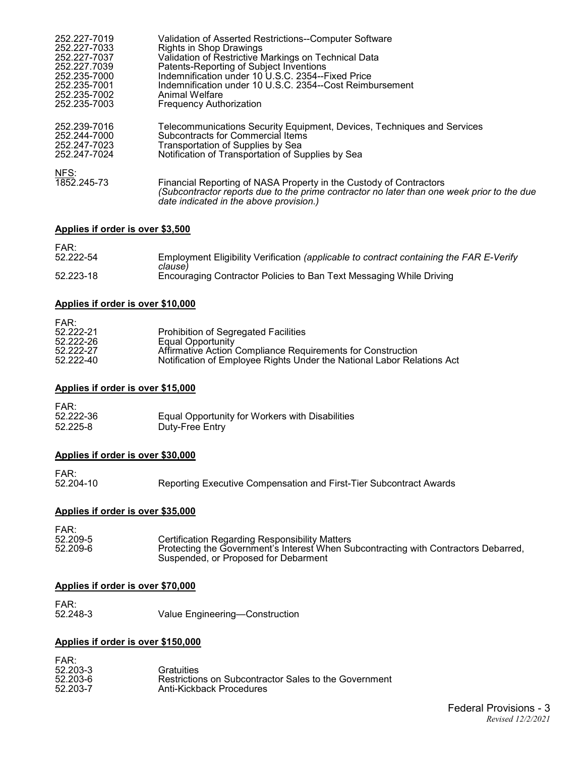| | |
|---|---|
| 252.227-7019 | Validation of Asserted Restrictions--Computer Software |
| 252.227-7033 | Rights in Shop Drawings |
| 252.227-7037 | Validation of Restrictive Markings on Technical Data |
| 252.227.7039 | Patents-Reporting of Subject Inventions |
| 252.235-7000 | Indemnification under 10 U.S.C. 2354--Fixed Price |
| 252.235-7001 | Indemnification under 10 U.S.C. 2354--Cost Reimbursement |
| 252.235-7002 | Animal Welfare |
| 252.235-7003 | Frequency Authorization |
| 252.239-7016 | Telecommunications Security Equipment, Devices, Techniques and Services |
| 252.244-7000 | Subcontracts for Commercial Items |
| 252.247-7023 | Transportation of Supplies by Sea |
| 252.247-7024 | Notification of Transportation of Supplies by Sea |

NFS:

| | |
|---|---|
| 1852.245-73 | Financial Reporting of NASA Property in the Custody of Contractors *(Subcontractor reports due to the prime contractor no later than one week prior to the due date indicated in the above provision.)* |

**Applies if order is over $3,500**

FAR:

| | |
|---|---|
| 52.222-54 | Employment Eligibility Verification *(applicable to contract containing the FAR E-Verify clause)* |
| 52.223-18 | Encouraging Contractor Policies to Ban Text Messaging While Driving |

**Applies if order is over $10,000**

FAR:

| | |
|---|---|
| 52.222-21 | Prohibition of Segregated Facilities |
| 52.222-26 | Equal Opportunity |
| 52.222-27 | Affirmative Action Compliance Requirements for Construction |
| 52.222-40 | Notification of Employee Rights Under the National Labor Relations Act |

**Applies if order is over $15,000**

FAR:

| | |
|---|---|
| 52.222-36 | Equal Opportunity for Workers with Disabilities |
| 52.225-8 | Duty-Free Entry |

**Applies if order is over $30,000**

FAR:

| | |
|---|---|
| 52.204-10 | Reporting Executive Compensation and First-Tier Subcontract Awards |

**Applies if order is over $35,000**

FAR:

| | |
|---|---|
| 52.209-5 | Certification Regarding Responsibility Matters |
| 52.209-6 | Protecting the Government's Interest When Subcontracting with Contractors Debarred, Suspended, or Proposed for Debarment |

**Applies if order is over $70,000**

FAR:

| | |
|---|---|
| 52.248-3 | Value Engineering—Construction |

**Applies if order is over $150,000**

FAR:

| | |
|---|---|
| 52.203-3 | Gratuities |
| 52.203-6 | Restrictions on Subcontractor Sales to the Government |
| 52.203-7 | Anti-Kickback Procedures |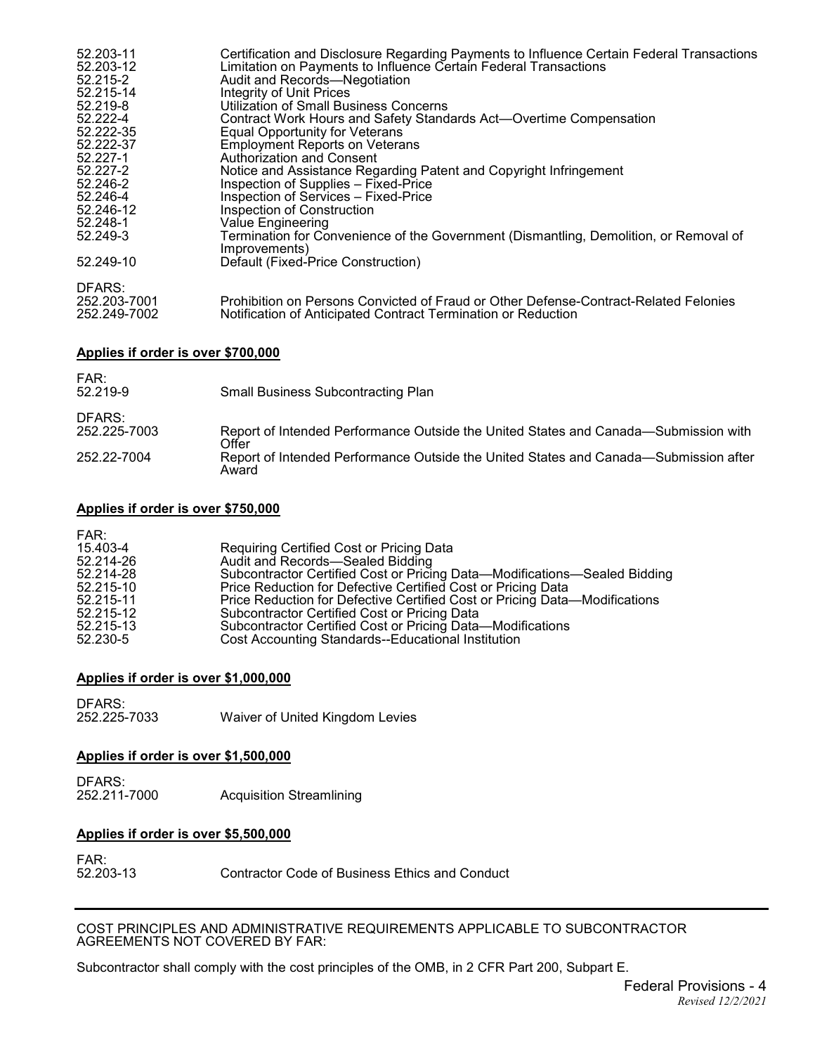| | |
|---|---|
| 52.203-11 | Certification and Disclosure Regarding Payments to Influence Certain Federal Transactions |
| 52.203-12 | Limitation on Payments to Influence Certain Federal Transactions |
| 52.215-2 | Audit and Records—Negotiation |
| 52.215-14 | Integrity of Unit Prices |
| 52.219-8 | Utilization of Small Business Concerns |
| 52.222-4 | Contract Work Hours and Safety Standards Act—Overtime Compensation |
| 52.222-35 | Equal Opportunity for Veterans |
| 52.222-37 | Employment Reports on Veterans |
| 52.227-1 | Authorization and Consent |
| 52.227-2 | Notice and Assistance Regarding Patent and Copyright Infringement |
| 52.246-2 | Inspection of Supplies – Fixed-Price |
| 52.246-4 | Inspection of Services – Fixed-Price |
| 52.246-12 | Inspection of Construction |
| 52.248-1 | Value Engineering |
| 52.249-3 | Termination for Convenience of the Government (Dismantling, Demolition, or Removal of Improvements) |
| 52.249-10 | Default (Fixed-Price Construction) |

DFARS:

| | |
|---|---|
| 252.203-7001 | Prohibition on Persons Convicted of Fraud or Other Defense-Contract-Related Felonies |
| 252.249-7002 | Notification of Anticipated Contract Termination or Reduction |

**Applies if order is over $700,000**

FAR:

| | |
|---|---|
| 52.219-9 | Small Business Subcontracting Plan |

DFARS:

| | |
|---|---|
| 252.225-7003 | Report of Intended Performance Outside the United States and Canada—Submission with Offer |
| 252.22-7004 | Report of Intended Performance Outside the United States and Canada—Submission after Award |

**Applies if order is over $750,000**

FAR:

| | |
|---|---|
| 15.403-4 | Requiring Certified Cost or Pricing Data |
| 52.214-26 | Audit and Records—Sealed Bidding |
| 52.214-28 | Subcontractor Certified Cost or Pricing Data—Modifications—Sealed Bidding |
| 52.215-10 | Price Reduction for Defective Certified Cost or Pricing Data |
| 52.215-11 | Price Reduction for Defective Certified Cost or Pricing Data—Modifications |
| 52.215-12 | Subcontractor Certified Cost or Pricing Data |
| 52.215-13 | Subcontractor Certified Cost or Pricing Data—Modifications |
| 52.230-5 | Cost Accounting Standards--Educational Institution |

**Applies if order is over $1,000,000**

DFARS:

| | |
|---|---|
| 252.225-7033 | Waiver of United Kingdom Levies |

**Applies if order is over $1,500,000**

DFARS:

| | |
|---|---|
| 252.211-7000 | Acquisition Streamlining |

**Applies if order is over $5,500,000**

FAR:

| | |
|---|---|
| 52.203-13 | Contractor Code of Business Ethics and Conduct |

---

COST PRINCIPLES AND ADMINISTRATIVE REQUIREMENTS APPLICABLE TO SUBCONTRACTOR AGREEMENTS NOT COVERED BY FAR:

Subcontractor shall comply with the cost principles of the OMB, in 2 CFR Part 200, Subpart E.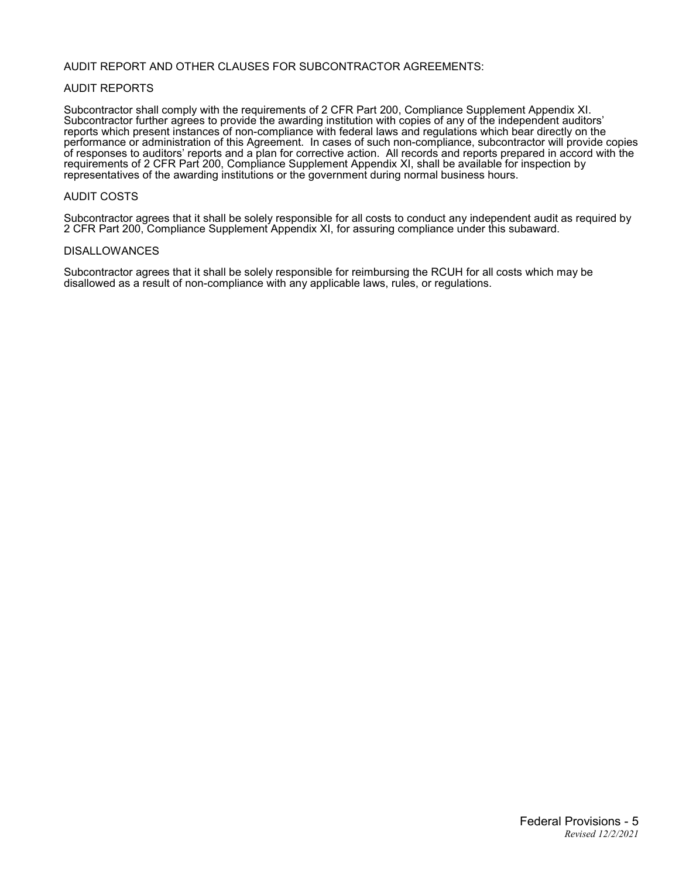## AUDIT REPORT AND OTHER CLAUSES FOR SUBCONTRACTOR AGREEMENTS:

### AUDIT REPORTS

Subcontractor shall comply with the requirements of 2 CFR Part 200, Compliance Supplement Appendix XI. Subcontractor further agrees to provide the awarding institution with copies of any of the independent auditors' reports which present instances of non-compliance with federal laws and regulations which bear directly on the performance or administration of this Agreement. In cases of such non-compliance, subcontractor will provide copies of responses to auditors' reports and a plan for corrective action. All records and reports prepared in accord with the requirements of 2 CFR Part 200, Compliance Supplement Appendix XI, shall be available for inspection by representatives of the awarding institutions or the government during normal business hours.

### AUDIT COSTS

Subcontractor agrees that it shall be solely responsible for all costs to conduct any independent audit as required by 2 CFR Part 200, Compliance Supplement Appendix XI, for assuring compliance under this subaward.

### DISALLOWANCES

Subcontractor agrees that it shall be solely responsible for reimbursing the RCUH for all costs which may be disallowed as a result of non-compliance with any applicable laws, rules, or regulations.